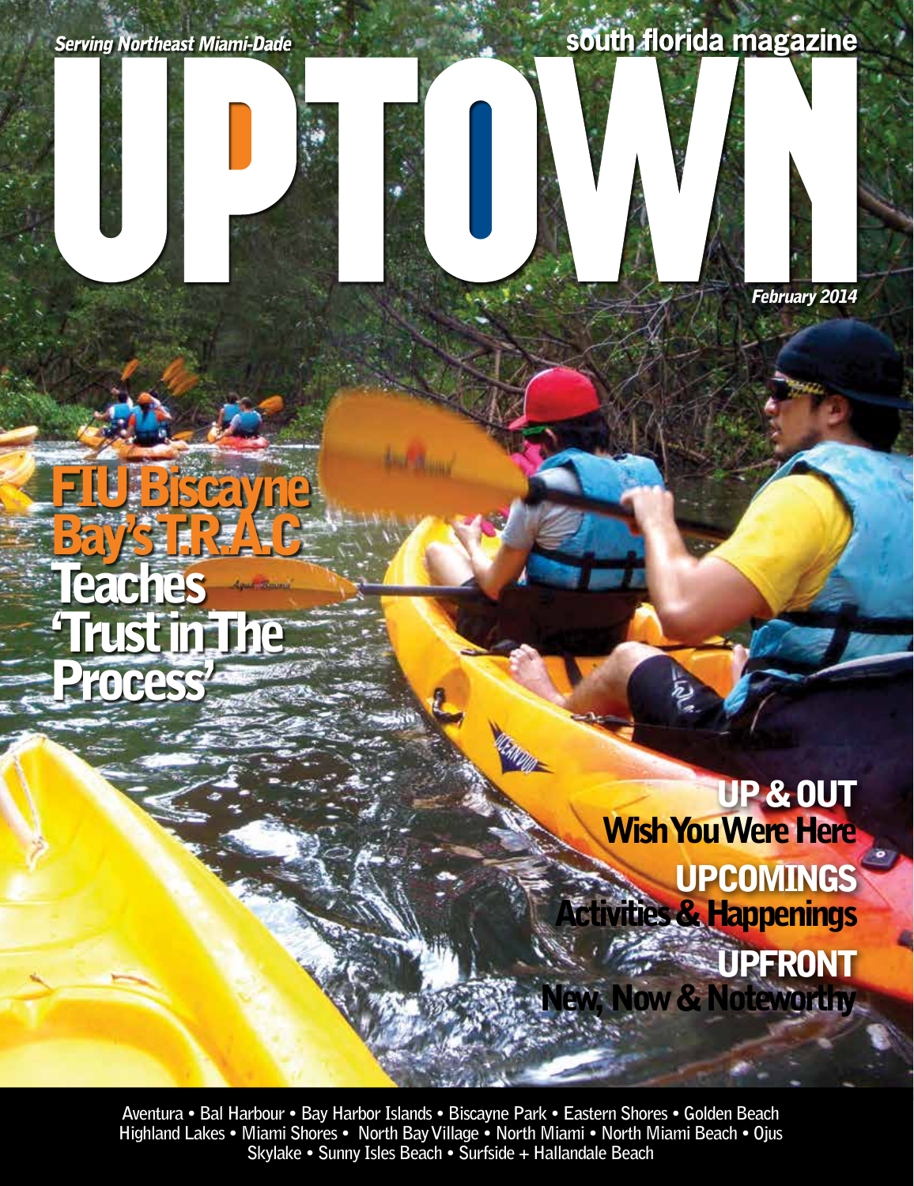*Serving Northeast Miami-Dade*

**south florida magazine**

# UPTOWN

*February 2014*

## FIU Biscayne Bay's T.R.A.C Teaches 'Trust in The Process'

**UP & OUT**
Wish You Were Here

**UPCOMINGS**
Activities & Happenings

**UPFRONT**
New, Now & Noteworthy

Aventura • Bal Harbour • Bay Harbor Islands • Biscayne Park • Eastern Shores • Golden Beach
Highland Lakes • Miami Shores • North Bay Village • North Miami • North Miami Beach • Ojus
Skylake • Sunny Isles Beach • Surfside + Hallandale Beach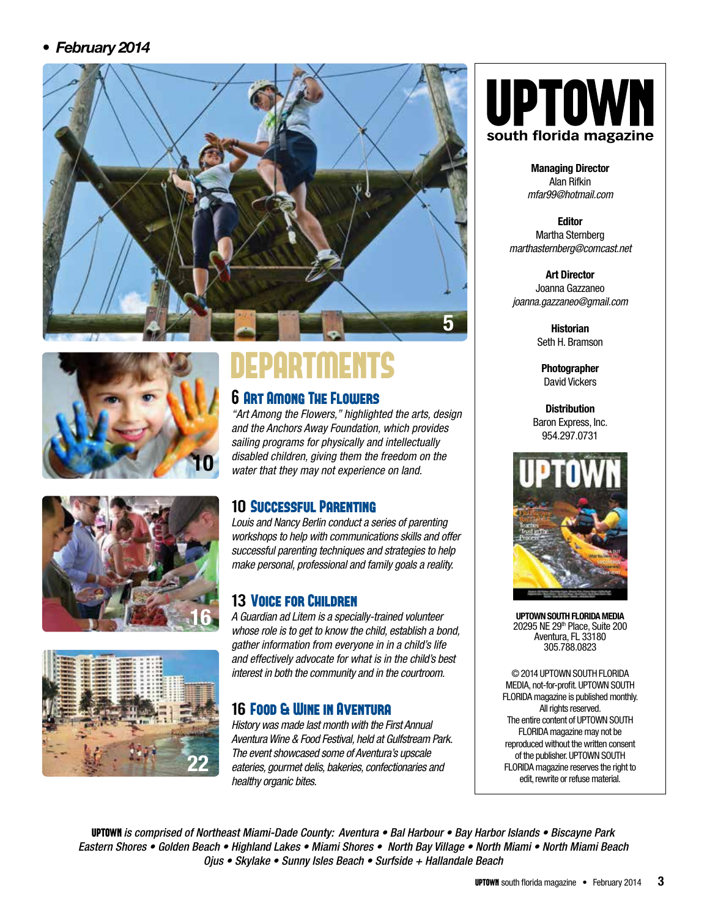• *February 2014*

# DEPARTMENTS

## 6 Art Among The Flowers

*"Art Among the Flowers," highlighted the arts, design and the Anchors Away Foundation, which provides sailing programs for physically and intellectually disabled children, giving them the freedom on the water that they may not experience on land.*

## 10 Successful Parenting

*Louis and Nancy Berlin conduct a series of parenting workshops to help with communications skills and offer successful parenting techniques and strategies to help make personal, professional and family goals a reality.*

## 13 Voice for Children

*A Guardian ad Litem is a specially-trained volunteer whose role is to get to know the child, establish a bond, gather information from everyone in in a child's life and effectively advocate for what is in the child's best interest in both the community and in the courtroom.*

## 16 Food & Wine in Aventura

*History was made last month with the First Annual Aventura Wine & Food Festival, held at Gulfstream Park. The event showcased some of Aventura's upscale eateries, gourmet delis, bakeries, confectionaries and healthy organic bites.*

# UPTOWN
**south florida magazine**

**Managing Director**
Alan Rifkin
*mfar99@hotmail.com*

**Editor**
Martha Sternberg
*marthasternberg@comcast.net*

**Art Director**
Joanna Gazzaneo
*joanna.gazzaneo@gmail.com*

**Historian**
Seth H. Bramson

**Photographer**
David Vickers

**Distribution**
Baron Express, Inc.
954.297.0731

**UPTOWN SOUTH FLORIDA MEDIA**
20295 NE 29th Place, Suite 200
Aventura, FL 33180
305.788.0823

© 2014 UPTOWN SOUTH FLORIDA MEDIA, not-for-profit. UPTOWN SOUTH FLORIDA magazine is published monthly. All rights reserved. The entire content of UPTOWN SOUTH FLORIDA magazine may not be reproduced without the written consent of the publisher. UPTOWN SOUTH FLORIDA magazine reserves the right to edit, rewrite or refuse material.

**UPTOWN** *is comprised of Northeast Miami-Dade County: Aventura • Bal Harbour • Bay Harbor Islands • Biscayne Park Eastern Shores • Golden Beach • Highland Lakes • Miami Shores • North Bay Village • North Miami • North Miami Beach Ojus • Skylake • Sunny Isles Beach • Surfside + Hallandale Beach*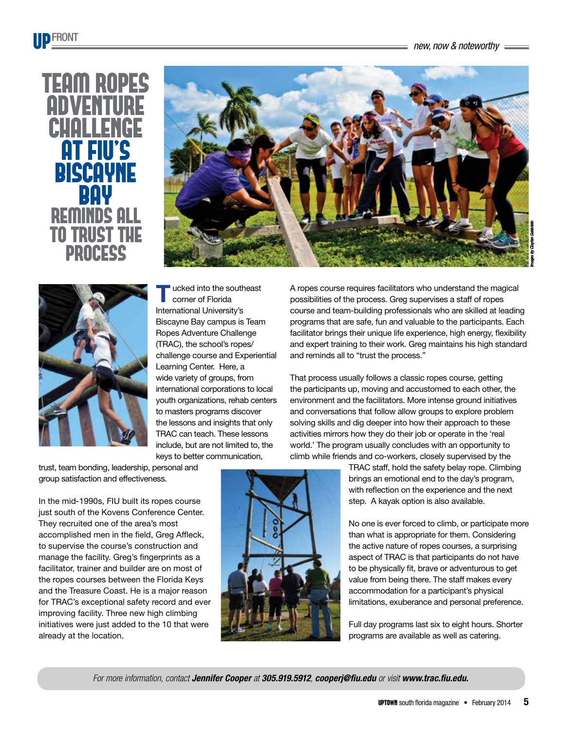# TEAM ROPES ADVENTURE CHALLENGE AT FIU'S BISCAYNE BAY REMINDS ALL TO TRUST THE PROCESS

*Images by Clayton Goldstein*

Tucked into the southeast corner of Florida International University's Biscayne Bay campus is Team Ropes Adventure Challenge (TRAC), the school's ropes/challenge course and Experiential Learning Center. Here, a wide variety of groups, from international corporations to local youth organizations, rehab centers to masters programs discover the lessons and insights that only TRAC can teach. These lessons include, but are not limited to, the keys to better communication, trust, team bonding, leadership, personal and group satisfaction and effectiveness.

In the mid-1990s, FIU built its ropes course just south of the Kovens Conference Center. They recruited one of the area's most accomplished men in the field, Greg Affleck, to supervise the course's construction and manage the facility. Greg's fingerprints as a facilitator, trainer and builder are on most of the ropes courses between the Florida Keys and the Treasure Coast. He is a major reason for TRAC's exceptional safety record and ever improving facility. Three new high climbing initiatives were just added to the 10 that were already at the location.

A ropes course requires facilitators who understand the magical possibilities of the process. Greg supervises a staff of ropes course and team-building professionals who are skilled at leading programs that are safe, fun and valuable to the participants. Each facilitator brings their unique life experience, high energy, flexibility and expert training to their work. Greg maintains his high standard and reminds all to "trust the process."

That process usually follows a classic ropes course, getting the participants up, moving and accustomed to each other, the environment and the facilitators. More intense ground initiatives and conversations that follow allow groups to explore problem solving skills and dig deeper into how their approach to these activities mirrors how they do their job or operate in the 'real world.' The program usually concludes with an opportunity to climb while friends and co-workers, closely supervised by the TRAC staff, hold the safety belay rope. Climbing brings an emotional end to the day's program, with reflection on the experience and the next step. A kayak option is also available.

No one is ever forced to climb, or participate more than what is appropriate for them. Considering the active nature of ropes courses, a surprising aspect of TRAC is that participants do not have to be physically fit, brave or adventurous to get value from being there. The staff makes every accommodation for a participant's physical limitations, exuberance and personal preference.

Full day programs last six to eight hours. Shorter programs are available as well as catering.

*For more information, contact **Jennifer Cooper** at **305.919.5912**, **cooperj@fiu.edu** or visit **www.trac.fiu.edu.***